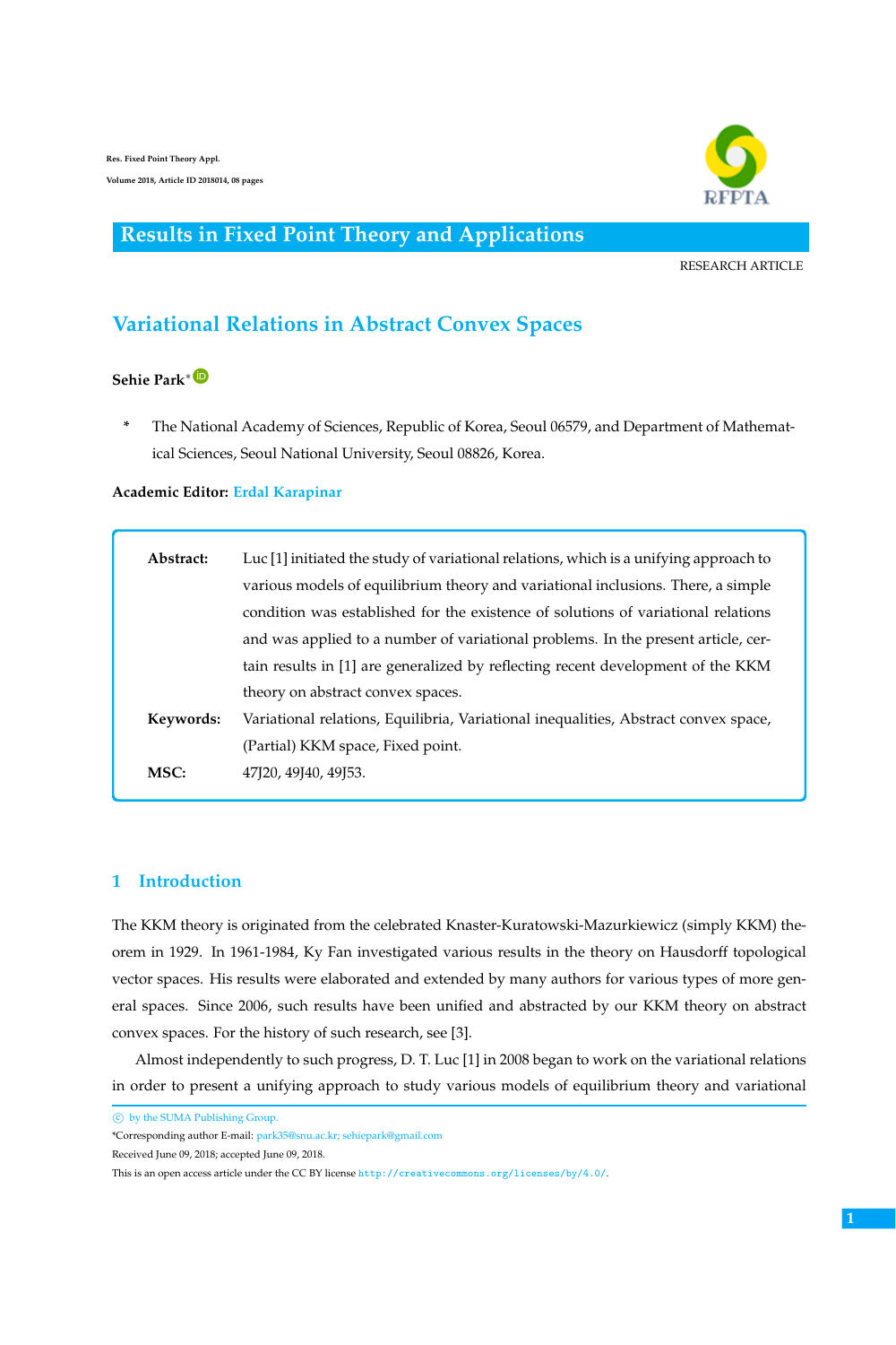# Variational Relations in Abstract Convex Spaces

**Sehie Park***

\* The National Academy of Sciences, Republic of Korea, Seoul 06579, and Department of Mathematical Sciences, Seoul National University, Seoul 08826, Korea.

**Academic Editor:** Erdal Karapinar

**Abstract:** Luc [1] initiated the study of variational relations, which is a unifying approach to various models of equilibrium theory and variational inclusions. There, a simple condition was established for the existence of solutions of variational relations and was applied to a number of variational problems. In the present article, certain results in [1] are generalized by reflecting recent development of the KKM theory on abstract convex spaces.

**Keywords:** Variational relations, Equilibria, Variational inequalities, Abstract convex space, (Partial) KKM space, Fixed point.

**MSC:** 47J20, 49J40, 49J53.

## 1 Introduction

The KKM theory is originated from the celebrated Knaster-Kuratowski-Mazurkiewicz (simply KKM) theorem in 1929. In 1961-1984, Ky Fan investigated various results in the theory on Hausdorff topological vector spaces. His results were elaborated and extended by many authors for various types of more general spaces. Since 2006, such results have been unified and abstracted by our KKM theory on abstract convex spaces. For the history of such research, see [3].

Almost independently to such progress, D. T. Luc [1] in 2008 began to work on the variational relations in order to present a unifying approach to study various models of equilibrium theory and variational

© by the SUMA Publishing Group.

*Corresponding author E-mail: park35@snu.ac.kr; sehiepark@gmail.com

Received June 09, 2018; accepted June 09, 2018.

This is an open access article under the CC BY license http://creativecommons.org/licenses/by/4.0/.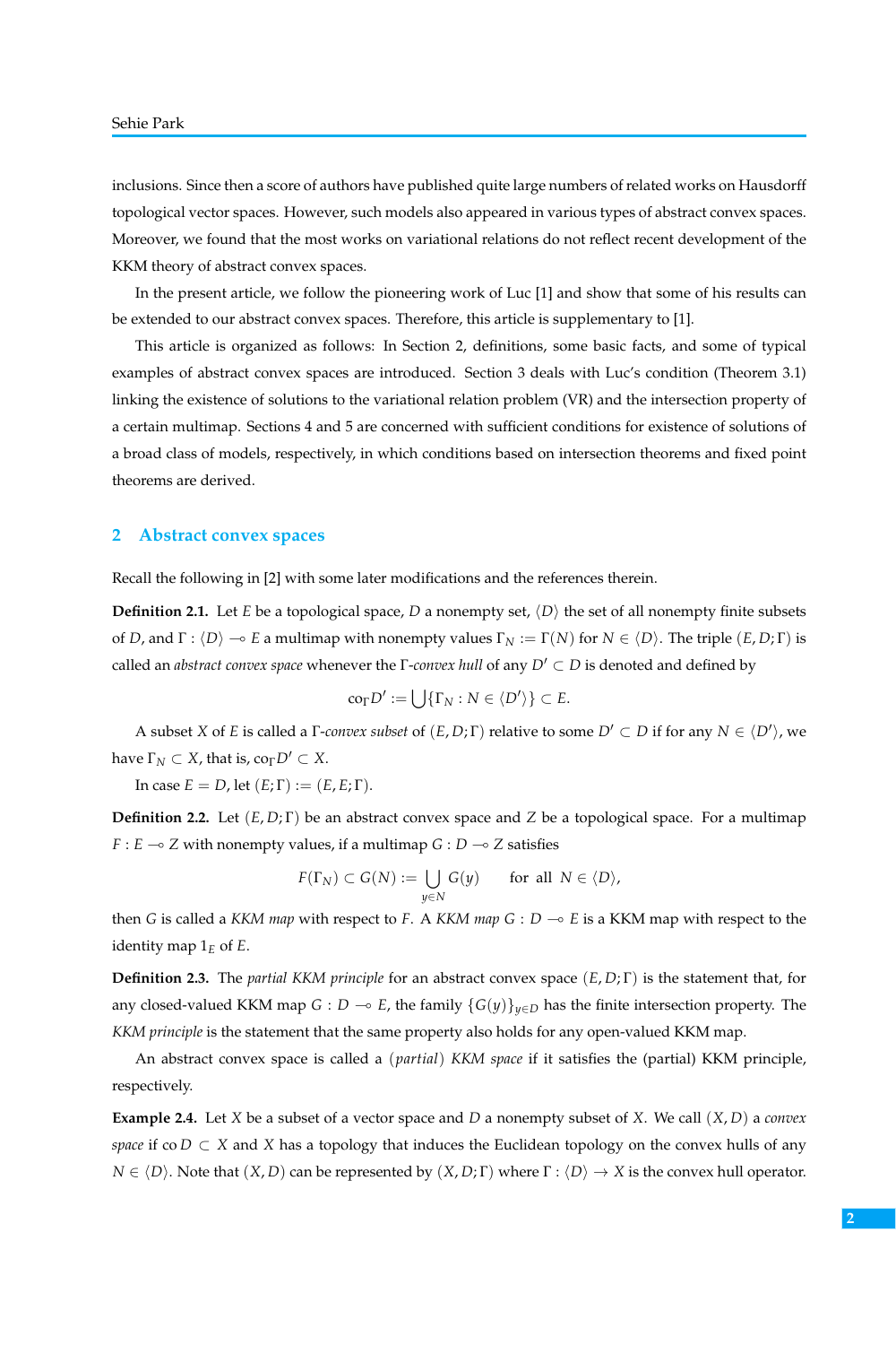inclusions. Since then a score of authors have published quite large numbers of related works on Hausdorff topological vector spaces. However, such models also appeared in various types of abstract convex spaces. Moreover, we found that the most works on variational relations do not reflect recent development of the KKM theory of abstract convex spaces.

In the present article, we follow the pioneering work of Luc [1] and show that some of his results can be extended to our abstract convex spaces. Therefore, this article is supplementary to [1].

This article is organized as follows: In Section 2, definitions, some basic facts, and some of typical examples of abstract convex spaces are introduced. Section 3 deals with Luc's condition (Theorem 3.1) linking the existence of solutions to the variational relation problem (VR) and the intersection property of a certain multimap. Sections 4 and 5 are concerned with sufficient conditions for existence of solutions of a broad class of models, respectively, in which conditions based on intersection theorems and fixed point theorems are derived.

## 2 Abstract convex spaces

Recall the following in [2] with some later modifications and the references therein.

**Definition 2.1.** Let $E$ be a topological space, $D$ a nonempty set, $\langle D \rangle$ the set of all nonempty finite subsets of $D$, and $\Gamma : \langle D \rangle \multimap E$ a multimap with nonempty values $\Gamma_N := \Gamma(N)$ for $N \in \langle D \rangle$. The triple $(E, D; \Gamma)$ is called an *abstract convex space* whenever the $\Gamma$-*convex hull* of any $D' \subset D$ is denoted and defined by

$$\mathrm{co}_\Gamma D' := \bigcup \{\Gamma_N : N \in \langle D' \rangle\} \subset E.$$

A subset $X$ of $E$ is called a $\Gamma$-*convex subset* of $(E, D; \Gamma)$ relative to some $D' \subset D$ if for any $N \in \langle D' \rangle$, we have $\Gamma_N \subset X$, that is, $\mathrm{co}_\Gamma D' \subset X$.

In case $E = D$, let $(E; \Gamma) := (E, E; \Gamma)$.

**Definition 2.2.** Let $(E, D; \Gamma)$ be an abstract convex space and $Z$ be a topological space. For a multimap $F : E \multimap Z$ with nonempty values, if a multimap $G : D \multimap Z$ satisfies

$$F(\Gamma_N) \subset G(N) := \bigcup_{y \in N} G(y) \qquad \text{for all } N \in \langle D \rangle,$$

then $G$ is called a *KKM map* with respect to $F$. A *KKM map* $G : D \multimap E$ is a KKM map with respect to the identity map $1_E$ of $E$.

**Definition 2.3.** The *partial KKM principle* for an abstract convex space $(E, D; \Gamma)$ is the statement that, for any closed-valued KKM map $G : D \multimap E$, the family $\{G(y)\}_{y \in D}$ has the finite intersection property. The *KKM principle* is the statement that the same property also holds for any open-valued KKM map.

An abstract convex space is called a (*partial*) *KKM space* if it satisfies the (partial) KKM principle, respectively.

**Example 2.4.** Let $X$ be a subset of a vector space and $D$ a nonempty subset of $X$. We call $(X, D)$ a *convex space* if $\mathrm{co}\, D \subset X$ and $X$ has a topology that induces the Euclidean topology on the convex hulls of any $N \in \langle D \rangle$. Note that $(X, D)$ can be represented by $(X, D; \Gamma)$ where $\Gamma : \langle D \rangle \to X$ is the convex hull operator.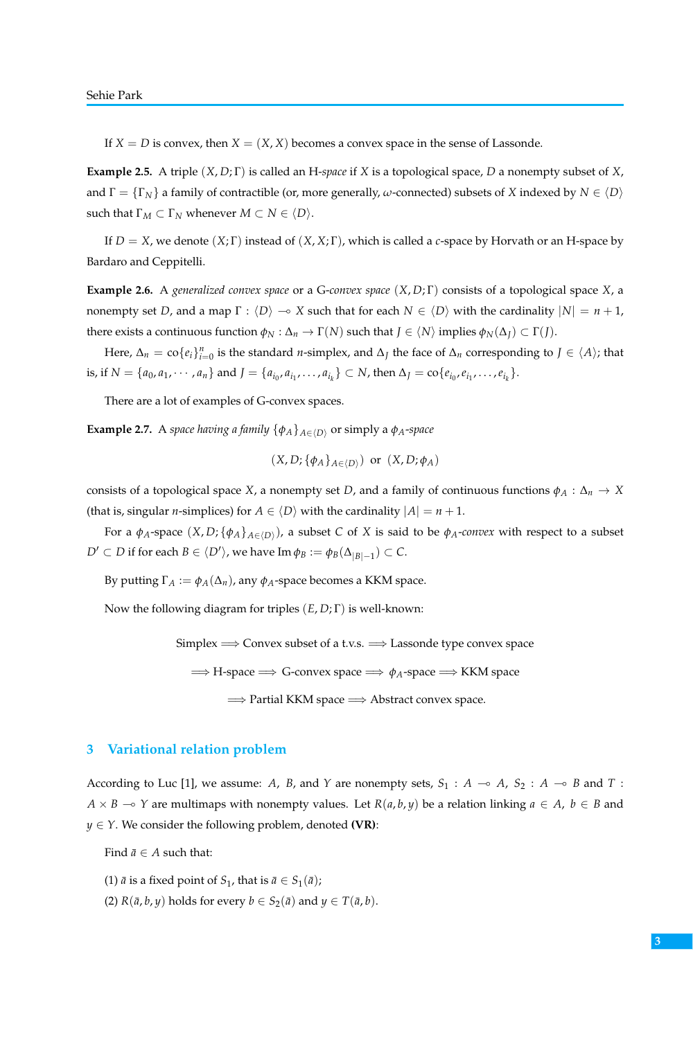If $X = D$ is convex, then $X = (X, X)$ becomes a convex space in the sense of Lassonde.

**Example 2.5.** A triple $(X, D; \Gamma)$ is called an H-*space* if $X$ is a topological space, $D$ a nonempty subset of $X$, and $\Gamma = \{\Gamma_N\}$ a family of contractible (or, more generally, $\omega$-connected) subsets of $X$ indexed by $N \in \langle D \rangle$ such that $\Gamma_M \subset \Gamma_N$ whenever $M \subset N \in \langle D \rangle$.

If $D = X$, we denote $(X; \Gamma)$ instead of $(X, X; \Gamma)$, which is called a *c*-space by Horvath or an H-space by Bardaro and Ceppitelli.

**Example 2.6.** A *generalized convex space* or a G-*convex space* $(X, D; \Gamma)$ consists of a topological space $X$, a nonempty set $D$, and a map $\Gamma : \langle D \rangle \multimap X$ such that for each $N \in \langle D \rangle$ with the cardinality $|N| = n + 1$, there exists a continuous function $\phi_N : \Delta_n \to \Gamma(N)$ such that $J \in \langle N \rangle$ implies $\phi_N(\Delta_J) \subset \Gamma(J)$.

Here, $\Delta_n = \mathrm{co}\{e_i\}_{i=0}^n$ is the standard $n$-simplex, and $\Delta_J$ the face of $\Delta_n$ corresponding to $J \in \langle A \rangle$; that is, if $N = \{a_0, a_1, \cdots, a_n\}$ and $J = \{a_{i_0}, a_{i_1}, \ldots, a_{i_k}\} \subset N$, then $\Delta_J = \mathrm{co}\{e_{i_0}, e_{i_1}, \ldots, e_{i_k}\}$.

There are a lot of examples of G-convex spaces.

**Example 2.7.** A *space having a family* $\{\phi_A\}_{A \in \langle D \rangle}$ or simply a $\phi_A$-*space*

$$(X, D; \{\phi_A\}_{A \in \langle D \rangle}) \;\text{ or }\; (X, D; \phi_A)$$

consists of a topological space $X$, a nonempty set $D$, and a family of continuous functions $\phi_A : \Delta_n \to X$ (that is, singular $n$-simplices) for $A \in \langle D \rangle$ with the cardinality $|A| = n + 1$.

For a $\phi_A$-space $(X, D; \{\phi_A\}_{A \in \langle D \rangle})$, a subset $C$ of $X$ is said to be $\phi_A$-*convex* with respect to a subset $D' \subset D$ if for each $B \in \langle D' \rangle$, we have $\mathrm{Im}\,\phi_B := \phi_B(\Delta_{|B|-1}) \subset C$.

By putting $\Gamma_A := \phi_A(\Delta_n)$, any $\phi_A$-space becomes a KKM space.

Now the following diagram for triples $(E, D; \Gamma)$ is well-known:

Simplex $\Longrightarrow$ Convex subset of a t.v.s. $\Longrightarrow$ Lassonde type convex space

$\Longrightarrow$ H-space $\Longrightarrow$ G-convex space $\Longrightarrow$ $\phi_A$-space $\Longrightarrow$ KKM space

$\Longrightarrow$ Partial KKM space $\Longrightarrow$ Abstract convex space.

## 3 Variational relation problem

According to Luc [1], we assume: $A$, $B$, and $Y$ are nonempty sets, $S_1 : A \multimap A$, $S_2 : A \multimap B$ and $T : A \times B \multimap Y$ are multimaps with nonempty values. Let $R(a, b, y)$ be a relation linking $a \in A$, $b \in B$ and $y \in Y$. We consider the following problem, denoted **(VR)**:

Find $\bar{a} \in A$ such that:

(1) $\bar{a}$ is a fixed point of $S_1$, that is $\bar{a} \in S_1(\bar{a})$;

(2) $R(\bar{a}, b, y)$ holds for every $b \in S_2(\bar{a})$ and $y \in T(\bar{a}, b)$.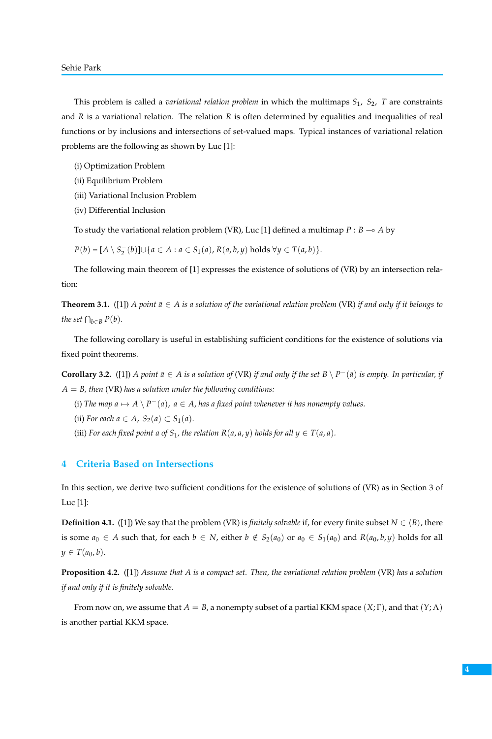This problem is called a *variational relation problem* in which the multimaps $S_1$, $S_2$, $T$ are constraints and $R$ is a variational relation. The relation $R$ is often determined by equalities and inequalities of real functions or by inclusions and intersections of set-valued maps. Typical instances of variational relation problems are the following as shown by Luc [1]:

(i) Optimization Problem

(ii) Equilibrium Problem

(iii) Variational Inclusion Problem

(iv) Differential Inclusion

To study the variational relation problem (VR), Luc [1] defined a multimap $P : B \multimap A$ by

$$P(b) = [A \setminus S_2^-(b)] \cup \{a \in A : a \in S_1(a),\, R(a,b,y) \text{ holds } \forall y \in T(a,b)\}.$$

The following main theorem of [1] expresses the existence of solutions of (VR) by an intersection relation:

**Theorem 3.1.** ([1]) *A point $\bar{a} \in A$ is a solution of the variational relation problem* (VR) *if and only if it belongs to the set $\bigcap_{b \in B} P(b)$.*

The following corollary is useful in establishing sufficient conditions for the existence of solutions via fixed point theorems.

**Corollary 3.2.** ([1]) *A point $\bar{a} \in A$ is a solution of* (VR) *if and only if the set $B \setminus P^-(\bar{a})$ is empty. In particular, if $A = B$, then* (VR) *has a solution under the following conditions:*

(i) *The map $a \mapsto A \setminus P^-(a)$, $a \in A$, has a fixed point whenever it has nonempty values.*

(ii) *For each $a \in A$, $S_2(a) \subset S_1(a)$.*

(iii) *For each fixed point $a$ of $S_1$, the relation $R(a, a, y)$ holds for all $y \in T(a, a)$.*

## 4 Criteria Based on Intersections

In this section, we derive two sufficient conditions for the existence of solutions of (VR) as in Section 3 of Luc [1]:

**Definition 4.1.** ([1]) We say that the problem (VR) is *finitely solvable* if, for every finite subset $N \in \langle B \rangle$, there is some $a_0 \in A$ such that, for each $b \in N$, either $b \notin S_2(a_0)$ or $a_0 \in S_1(a_0)$ and $R(a_0, b, y)$ holds for all $y \in T(a_0, b)$.

**Proposition 4.2.** ([1]) *Assume that $A$ is a compact set. Then, the variational relation problem* (VR) *has a solution if and only if it is finitely solvable.*

From now on, we assume that $A = B$, a nonempty subset of a partial KKM space $(X; \Gamma)$, and that $(Y; \Lambda)$ is another partial KKM space.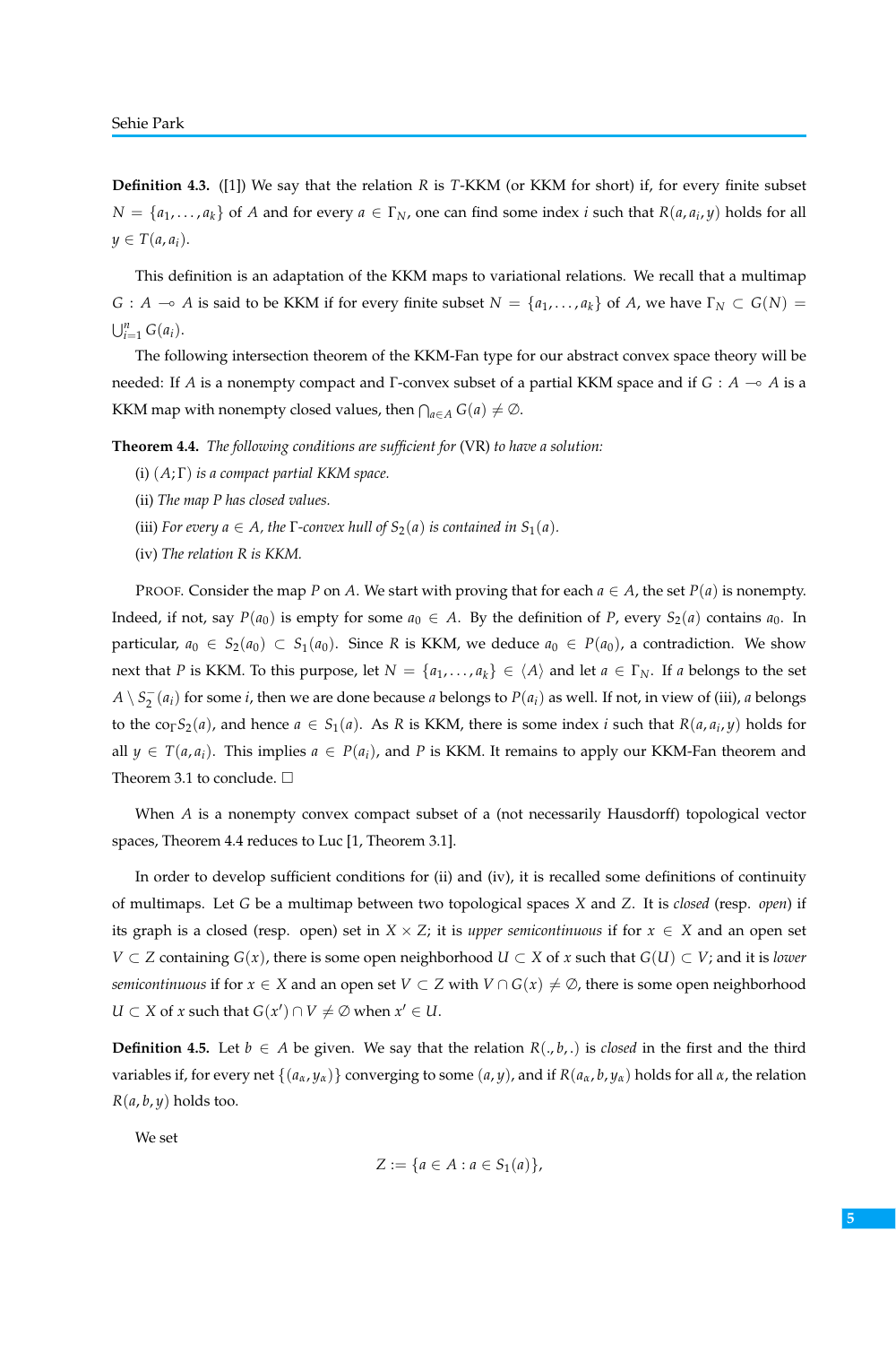**Definition 4.3.** ([1]) We say that the relation $R$ is $T$-KKM (or KKM for short) if, for every finite subset $N = \{a_1, \ldots, a_k\}$ of $A$ and for every $a \in \Gamma_N$, one can find some index $i$ such that $R(a, a_i, y)$ holds for all $y \in T(a, a_i)$.

This definition is an adaptation of the KKM maps to variational relations. We recall that a multimap $G : A \multimap A$ is said to be KKM if for every finite subset $N = \{a_1, \ldots, a_k\}$ of $A$, we have $\Gamma_N \subset G(N) = \bigcup_{i=1}^{n} G(a_i)$.

The following intersection theorem of the KKM-Fan type for our abstract convex space theory will be needed: If $A$ is a nonempty compact and $\Gamma$-convex subset of a partial KKM space and if $G : A \multimap A$ is a KKM map with nonempty closed values, then $\bigcap_{a \in A} G(a) \neq \emptyset$.

**Theorem 4.4.** *The following conditions are sufficient for* (VR) *to have a solution:*

(i) $(A; \Gamma)$ *is a compact partial KKM space.*

(ii) *The map $P$ has closed values.*

(iii) *For every $a \in A$, the $\Gamma$-convex hull of $S_2(a)$ is contained in $S_1(a)$.*

(iv) *The relation $R$ is KKM.*

Proof. Consider the map $P$ on $A$. We start with proving that for each $a \in A$, the set $P(a)$ is nonempty. Indeed, if not, say $P(a_0)$ is empty for some $a_0 \in A$. By the definition of $P$, every $S_2(a)$ contains $a_0$. In particular, $a_0 \in S_2(a_0) \subset S_1(a_0)$. Since $R$ is KKM, we deduce $a_0 \in P(a_0)$, a contradiction. We show next that $P$ is KKM. To this purpose, let $N = \{a_1, \ldots, a_k\} \in \langle A \rangle$ and let $a \in \Gamma_N$. If $a$ belongs to the set $A \setminus S_2^-(a_i)$ for some $i$, then we are done because $a$ belongs to $P(a_i)$ as well. If not, in view of (iii), $a$ belongs to the $\mathrm{co}_\Gamma S_2(a)$, and hence $a \in S_1(a)$. As $R$ is KKM, there is some index $i$ such that $R(a, a_i, y)$ holds for all $y \in T(a, a_i)$. This implies $a \in P(a_i)$, and $P$ is KKM. It remains to apply our KKM-Fan theorem and Theorem 3.1 to conclude. □

When $A$ is a nonempty convex compact subset of a (not necessarily Hausdorff) topological vector spaces, Theorem 4.4 reduces to Luc [1, Theorem 3.1].

In order to develop sufficient conditions for (ii) and (iv), it is recalled some definitions of continuity of multimaps. Let $G$ be a multimap between two topological spaces $X$ and $Z$. It is *closed* (resp. *open*) if its graph is a closed (resp. open) set in $X \times Z$; it is *upper semicontinuous* if for $x \in X$ and an open set $V \subset Z$ containing $G(x)$, there is some open neighborhood $U \subset X$ of $x$ such that $G(U) \subset V$; and it is *lower semicontinuous* if for $x \in X$ and an open set $V \subset Z$ with $V \cap G(x) \neq \emptyset$, there is some open neighborhood $U \subset X$ of $x$ such that $G(x') \cap V \neq \emptyset$ when $x' \in U$.

**Definition 4.5.** Let $b \in A$ be given. We say that the relation $R(., b, .)$ is *closed* in the first and the third variables if, for every net $\{(a_\alpha, y_\alpha)\}$ converging to some $(a, y)$, and if $R(a_\alpha, b, y_\alpha)$ holds for all $\alpha$, the relation $R(a, b, y)$ holds too.

We set

$$Z := \{a \in A : a \in S_1(a)\},$$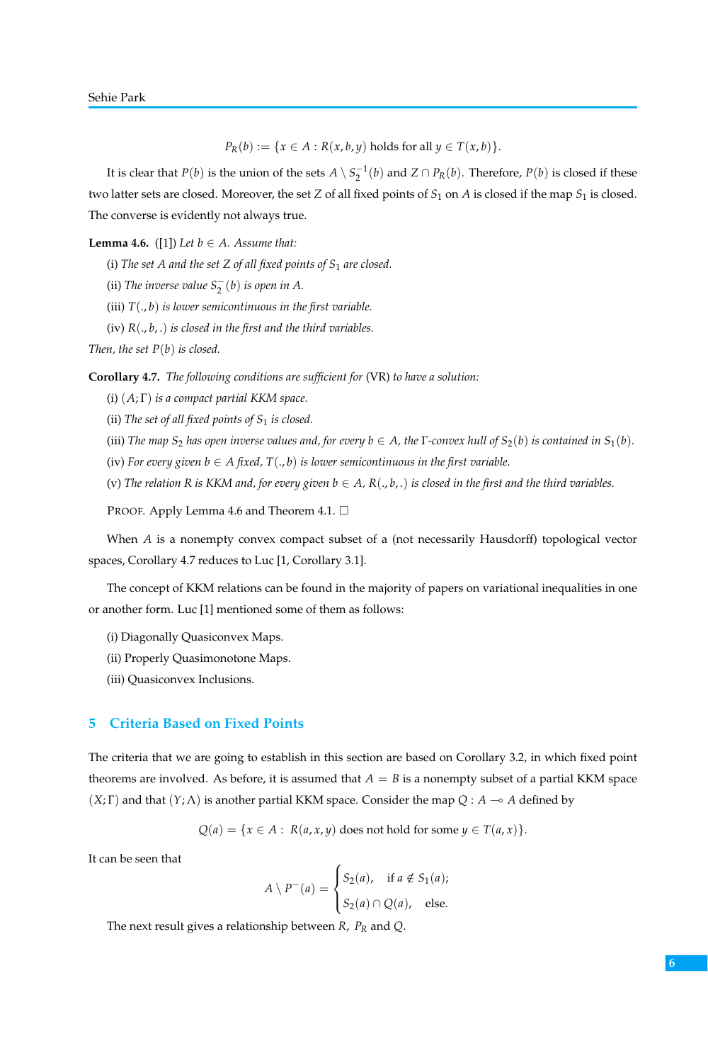$$P_R(b) := \{x \in A : R(x, b, y) \text{ holds for all } y \in T(x, b)\}.$$

It is clear that $P(b)$ is the union of the sets $A \setminus S_2^{-1}(b)$ and $Z \cap P_R(b)$. Therefore, $P(b)$ is closed if these two latter sets are closed. Moreover, the set $Z$ of all fixed points of $S_1$ on $A$ is closed if the map $S_1$ is closed. The converse is evidently not always true.

**Lemma 4.6.** ([1]) *Let $b \in A$. Assume that:*

(i) *The set $A$ and the set $Z$ of all fixed points of $S_1$ are closed.*

(ii) *The inverse value $S_2^-(b)$ is open in $A$.*

(iii) *$T(.,b)$ is lower semicontinuous in the first variable.*

(iv) *$R(.,b,.)$ is closed in the first and the third variables.*

*Then, the set $P(b)$ is closed.*

**Corollary 4.7.** *The following conditions are sufficient for* (VR) *to have a solution:*

(i) *$(A;\Gamma)$ is a compact partial KKM space.*

(ii) *The set of all fixed points of $S_1$ is closed.*

(iii) *The map $S_2$ has open inverse values and, for every $b \in A$, the $\Gamma$-convex hull of $S_2(b)$ is contained in $S_1(b)$.*

(iv) *For every given $b \in A$ fixed, $T(.,b)$ is lower semicontinuous in the first variable.*

(v) *The relation $R$ is KKM and, for every given $b \in A$, $R(.,b,.)$ is closed in the first and the third variables.*

PROOF. Apply Lemma 4.6 and Theorem 4.1. □

When $A$ is a nonempty convex compact subset of a (not necessarily Hausdorff) topological vector spaces, Corollary 4.7 reduces to Luc [1, Corollary 3.1].

The concept of KKM relations can be found in the majority of papers on variational inequalities in one or another form. Luc [1] mentioned some of them as follows:

(i) Diagonally Quasiconvex Maps.

(ii) Properly Quasimonotone Maps.

(iii) Quasiconvex Inclusions.

## 5 Criteria Based on Fixed Points

The criteria that we are going to establish in this section are based on Corollary 3.2, in which fixed point theorems are involved. As before, it is assumed that $A = B$ is a nonempty subset of a partial KKM space $(X;\Gamma)$ and that $(Y;\Lambda)$ is another partial KKM space. Consider the map $Q : A \multimap A$ defined by

$$Q(a) = \{x \in A : \ R(a, x, y) \text{ does not hold for some } y \in T(a, x)\}.$$

It can be seen that

$$A \setminus P^-(a) = \begin{cases} S_2(a), & \text{if } a \notin S_1(a); \\ S_2(a) \cap Q(a), & \text{else.} \end{cases}$$

The next result gives a relationship between $R$, $P_R$ and $Q$.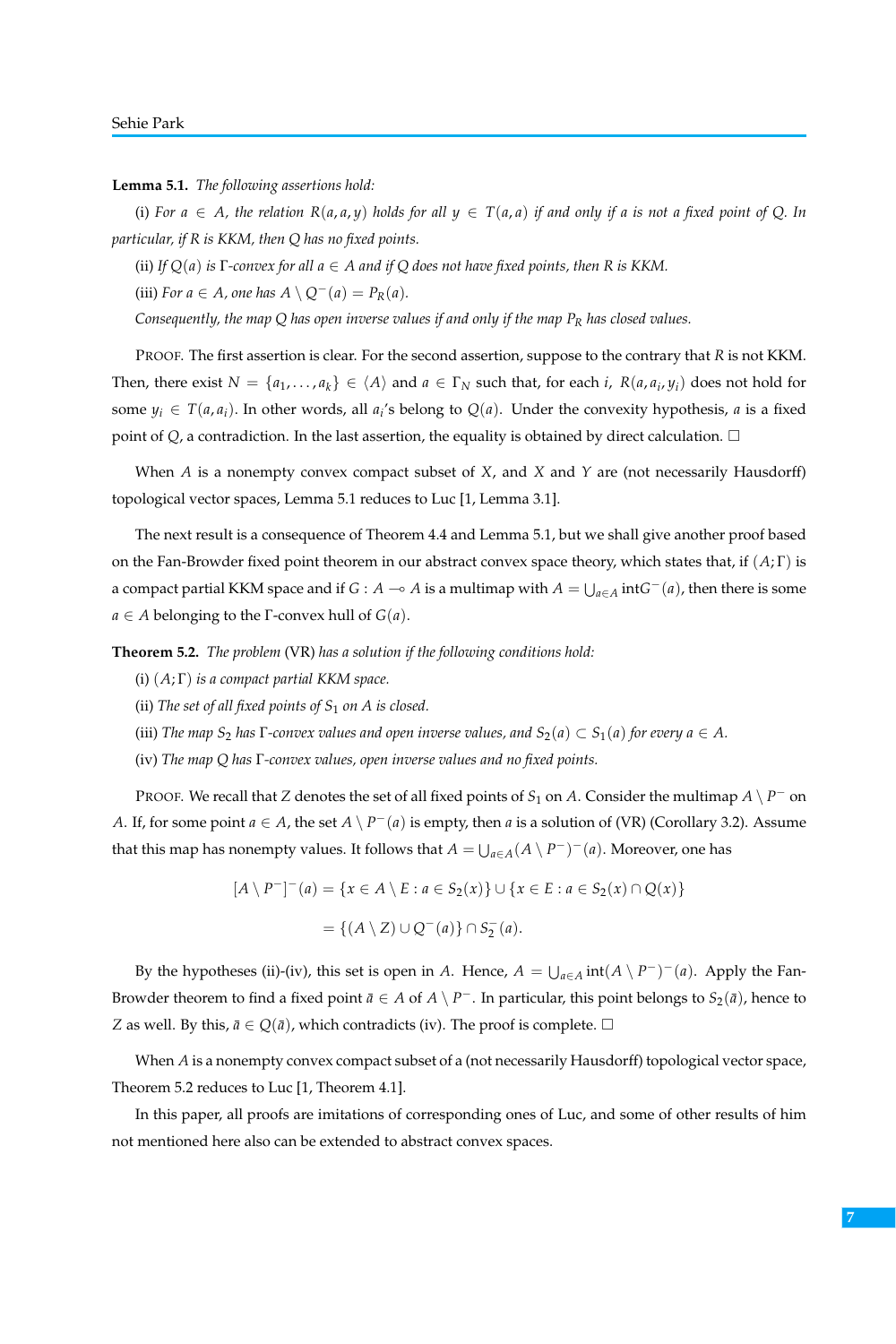**Lemma 5.1.** *The following assertions hold:*

(i) *For $a \in A$, the relation $R(a,a,y)$ holds for all $y \in T(a,a)$ if and only if $a$ is not a fixed point of $Q$. In particular, if $R$ is KKM, then $Q$ has no fixed points.*

(ii) *If $Q(a)$ is $\Gamma$-convex for all $a \in A$ and if $Q$ does not have fixed points, then $R$ is KKM.*

(iii) *For $a \in A$, one has $A \setminus Q^-(a) = P_R(a)$.*

*Consequently, the map $Q$ has open inverse values if and only if the map $P_R$ has closed values.*

PROOF. The first assertion is clear. For the second assertion, suppose to the contrary that $R$ is not KKM. Then, there exist $N = \{a_1, \dots, a_k\} \in \langle A \rangle$ and $a \in \Gamma_N$ such that, for each $i$, $R(a, a_i, y_i)$ does not hold for some $y_i \in T(a, a_i)$. In other words, all $a_i$'s belong to $Q(a)$. Under the convexity hypothesis, $a$ is a fixed point of $Q$, a contradiction. In the last assertion, the equality is obtained by direct calculation. □

When $A$ is a nonempty convex compact subset of $X$, and $X$ and $Y$ are (not necessarily Hausdorff) topological vector spaces, Lemma 5.1 reduces to Luc [1, Lemma 3.1].

The next result is a consequence of Theorem 4.4 and Lemma 5.1, but we shall give another proof based on the Fan-Browder fixed point theorem in our abstract convex space theory, which states that, if $(A;\Gamma)$ is a compact partial KKM space and if $G : A \multimap A$ is a multimap with $A = \bigcup_{a\in A} \operatorname{int} G^-(a)$, then there is some $a \in A$ belonging to the $\Gamma$-convex hull of $G(a)$.

**Theorem 5.2.** *The problem* (VR) *has a solution if the following conditions hold:*

(i) *$(A;\Gamma)$ is a compact partial KKM space.*

(ii) *The set of all fixed points of $S_1$ on $A$ is closed.*

(iii) *The map $S_2$ has $\Gamma$-convex values and open inverse values, and $S_2(a) \subset S_1(a)$ for every $a \in A$.*

(iv) *The map $Q$ has $\Gamma$-convex values, open inverse values and no fixed points.*

PROOF. We recall that $Z$ denotes the set of all fixed points of $S_1$ on $A$. Consider the multimap $A \setminus P^-$ on $A$. If, for some point $a \in A$, the set $A \setminus P^-(a)$ is empty, then $a$ is a solution of (VR) (Corollary 3.2). Assume that this map has nonempty values. It follows that $A = \bigcup_{a\in A} (A \setminus P^-)^-(a)$. Moreover, one has

$$[A \setminus P^-]^-(a) = \{x \in A \setminus E : a \in S_2(x)\} \cup \{x \in E : a \in S_2(x) \cap Q(x)\}$$

$$= \{(A \setminus Z) \cup Q^-(a)\} \cap S_2^-(a).$$

By the hypotheses (ii)-(iv), this set is open in $A$. Hence, $A = \bigcup_{a\in A} \operatorname{int}(A \setminus P^-)^-(a)$. Apply the Fan-Browder theorem to find a fixed point $\bar{a} \in A$ of $A \setminus P^-$. In particular, this point belongs to $S_2(\bar{a})$, hence to $Z$ as well. By this, $\bar{a} \in Q(\bar{a})$, which contradicts (iv). The proof is complete. □

When $A$ is a nonempty convex compact subset of a (not necessarily Hausdorff) topological vector space, Theorem 5.2 reduces to Luc [1, Theorem 4.1].

In this paper, all proofs are imitations of corresponding ones of Luc, and some of other results of him not mentioned here also can be extended to abstract convex spaces.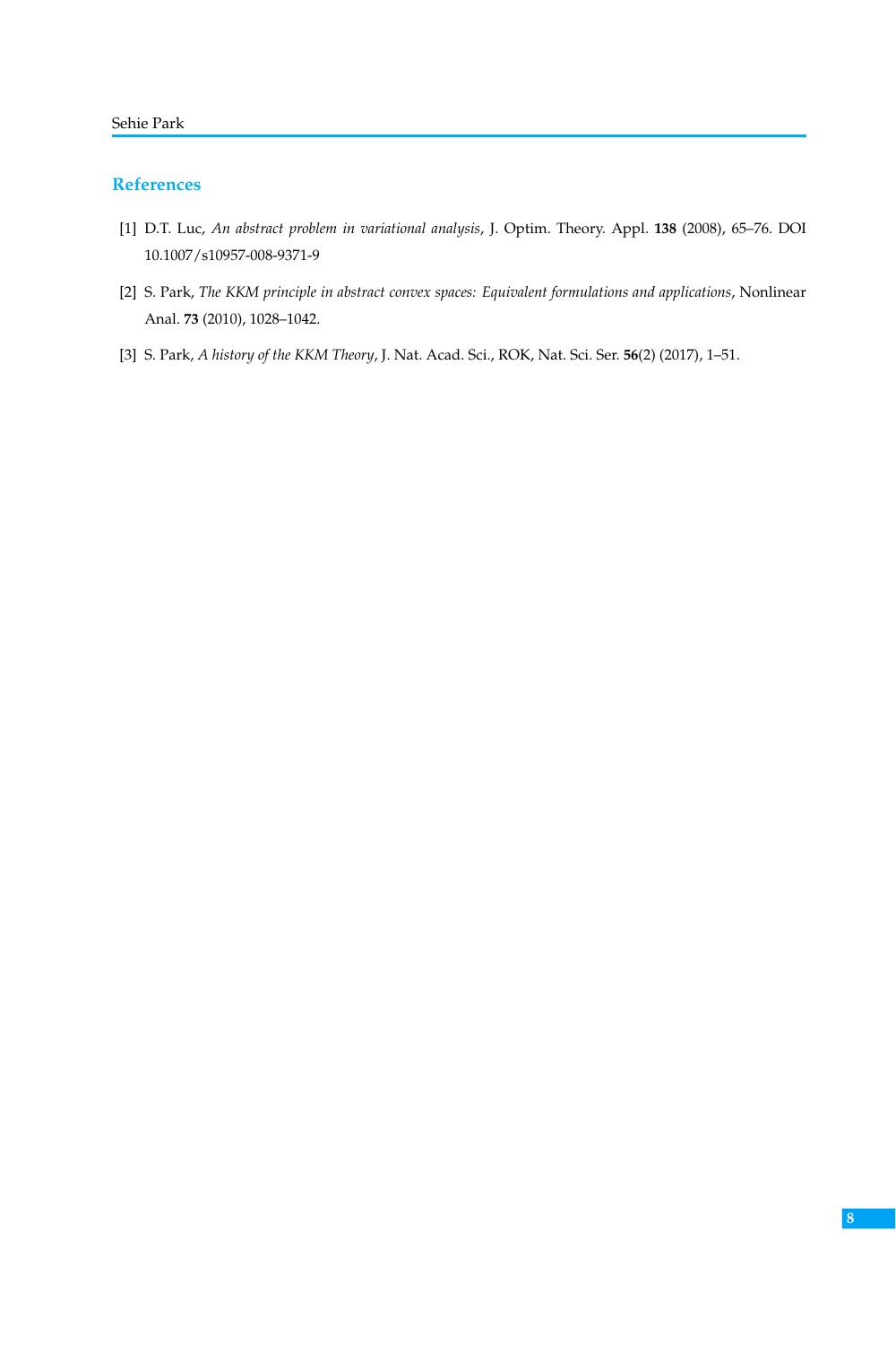## References

[1] D.T. Luc, *An abstract problem in variational analysis*, J. Optim. Theory. Appl. **138** (2008), 65–76. DOI 10.1007/s10957-008-9371-9

[2] S. Park, *The KKM principle in abstract convex spaces: Equivalent formulations and applications*, Nonlinear Anal. **73** (2010), 1028–1042.

[3] S. Park, *A history of the KKM Theory*, J. Nat. Acad. Sci., ROK, Nat. Sci. Ser. **56**(2) (2017), 1–51.